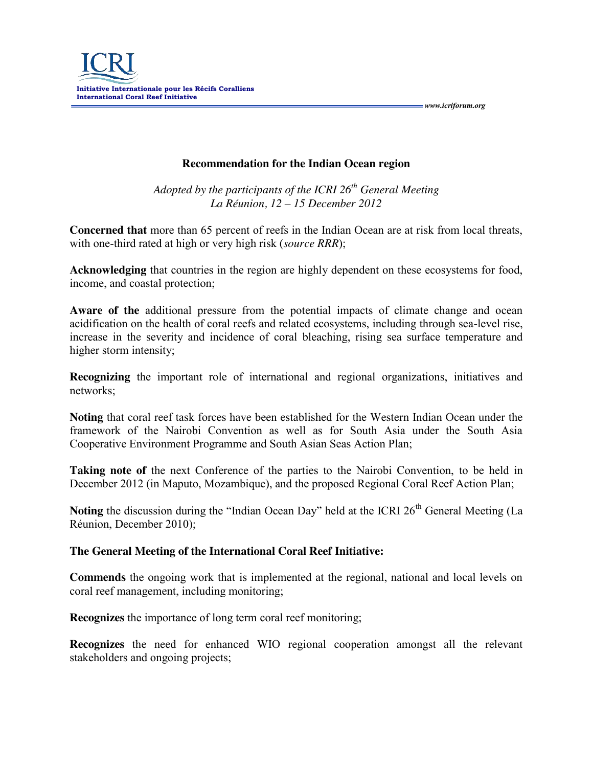### Recommendation for the Indian Ocean region

*Adopted by the participants of the ICRI 26th General Meeting*
*La Réunion, 12 – 15 December 2012*

**Concerned that** more than 65 percent of reefs in the Indian Ocean are at risk from local threats, with one-third rated at high or very high risk (*source RRR*);

**Acknowledging** that countries in the region are highly dependent on these ecosystems for food, income, and coastal protection;

**Aware of the** additional pressure from the potential impacts of climate change and ocean acidification on the health of coral reefs and related ecosystems, including through sea-level rise, increase in the severity and incidence of coral bleaching, rising sea surface temperature and higher storm intensity;

**Recognizing** the important role of international and regional organizations, initiatives and networks;

**Noting** that coral reef task forces have been established for the Western Indian Ocean under the framework of the Nairobi Convention as well as for South Asia under the South Asia Cooperative Environment Programme and South Asian Seas Action Plan;

**Taking note of** the next Conference of the parties to the Nairobi Convention, to be held in December 2012 (in Maputo, Mozambique), and the proposed Regional Coral Reef Action Plan;

**Noting** the discussion during the "Indian Ocean Day" held at the ICRI 26th General Meeting (La Réunion, December 2010);

**The General Meeting of the International Coral Reef Initiative:**

**Commends** the ongoing work that is implemented at the regional, national and local levels on coral reef management, including monitoring;

**Recognizes** the importance of long term coral reef monitoring;

**Recognizes** the need for enhanced WIO regional cooperation amongst all the relevant stakeholders and ongoing projects;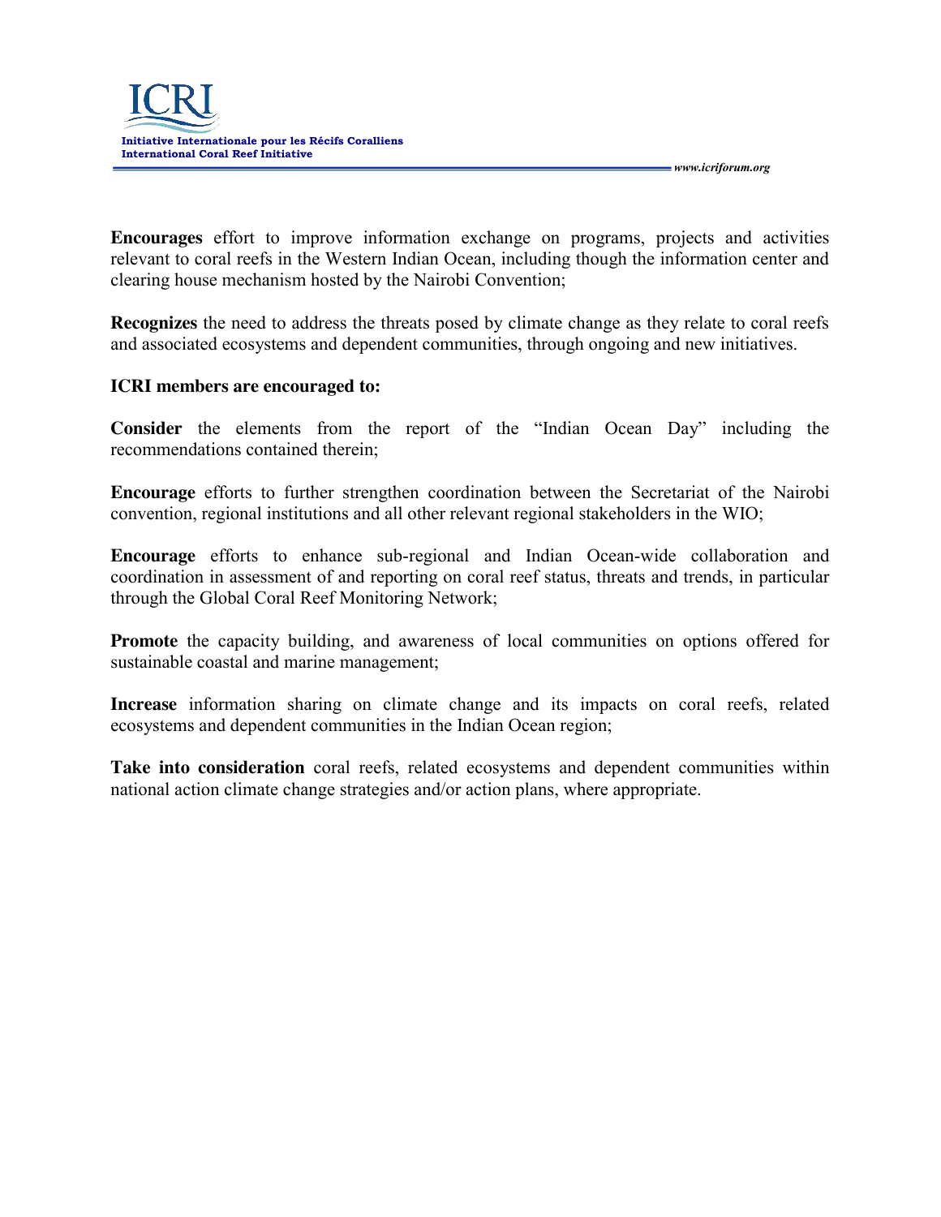**Encourages** effort to improve information exchange on programs, projects and activities relevant to coral reefs in the Western Indian Ocean, including though the information center and clearing house mechanism hosted by the Nairobi Convention;

**Recognizes** the need to address the threats posed by climate change as they relate to coral reefs and associated ecosystems and dependent communities, through ongoing and new initiatives.

**ICRI members are encouraged to:**

**Consider** the elements from the report of the "Indian Ocean Day" including the recommendations contained therein;

**Encourage** efforts to further strengthen coordination between the Secretariat of the Nairobi convention, regional institutions and all other relevant regional stakeholders in the WIO;

**Encourage** efforts to enhance sub-regional and Indian Ocean-wide collaboration and coordination in assessment of and reporting on coral reef status, threats and trends, in particular through the Global Coral Reef Monitoring Network;

**Promote** the capacity building, and awareness of local communities on options offered for sustainable coastal and marine management;

**Increase** information sharing on climate change and its impacts on coral reefs, related ecosystems and dependent communities in the Indian Ocean region;

**Take into consideration** coral reefs, related ecosystems and dependent communities within national action climate change strategies and/or action plans, where appropriate.